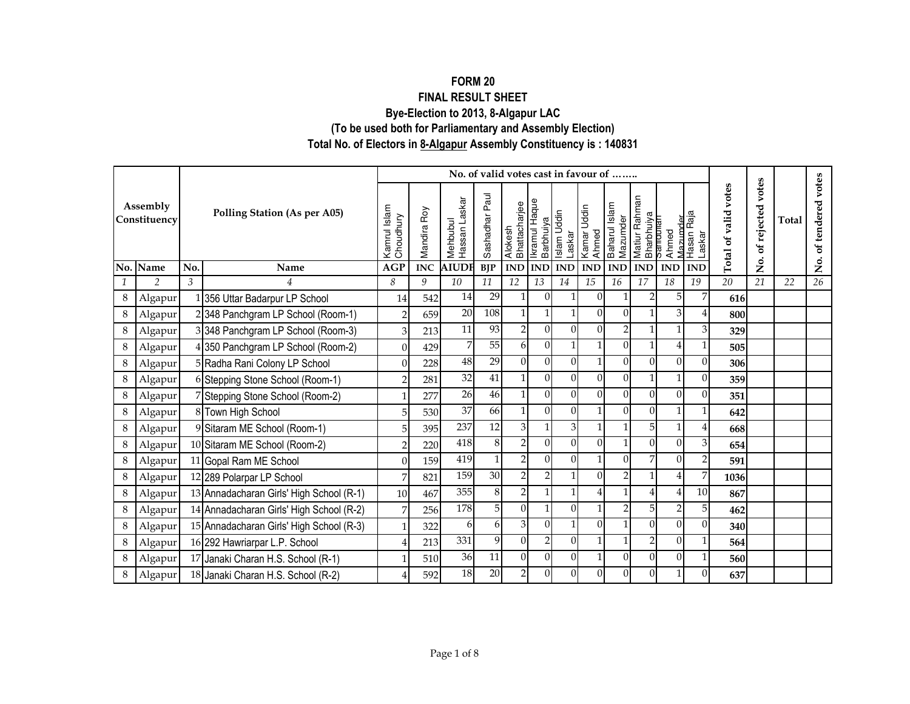# FORM 20

## FINAL RESULT SHEET

### Bye-Election to 2013, 8-Algapur LAC

### (To be used both for Parliamentary and Assembly Election)

### Total No. of Electors in 8-Algapur Assembly Constituency is : 140831

| Assembly Constituency | | Polling Station (As per A05) | | No. of valid votes cast in favour of …….. | | | | | | | | | | | | Total of valid votes | No. of rejected votes | Total | No. of tendered votes |
|---|---|---|---|---|---|---|---|---|---|---|---|---|---|---|---|---|---|---|---|
| | | | | Kamrul Islam Choudhury | Mandira Roy | Mehbubul Hassan Laskar | Sashadhar Paul | Alokesh Bhattacharjee | Ikramul Haque Barbhuiya | Islam Uddin Laskar | Kamar Uddin Ahmed | Baharul Islam Mazumder | Matiur Rahman Bharbhuiya | Sahabuddin Ahmed Mazumder | Hasan Raja Laskar | | | | |
| No. | Name | No. | Name | AGP | INC | AIUDF | BJP | IND | IND | IND | IND | IND | IND | IND | IND | | | | |
| 1 | 2 | 3 | 4 | 8 | 9 | 10 | 11 | 12 | 13 | 14 | 15 | 16 | 17 | 18 | 19 | 20 | 21 | 22 | 26 |
| 8 | Algapur | 1 | 356 Uttar Badarpur LP School | 14 | 542 | 14 | 29 | 1 | 0 | 1 | 0 | 1 | 2 | 5 | 7 | **616** | | | |
| 8 | Algapur | 2 | 348 Panchgram LP School (Room-1) | 2 | 659 | 20 | 108 | 1 | 1 | 1 | 0 | 0 | 1 | 3 | 4 | **800** | | | |
| 8 | Algapur | 3 | 348 Panchgram LP School (Room-3) | 3 | 213 | 11 | 93 | 2 | 0 | 0 | 0 | 2 | 1 | 1 | 3 | **329** | | | |
| 8 | Algapur | 4 | 350 Panchgram LP School (Room-2) | 0 | 429 | 7 | 55 | 6 | 0 | 1 | 1 | 0 | 1 | 4 | 1 | **505** | | | |
| 8 | Algapur | 5 | Radha Rani Colony LP School | 0 | 228 | 48 | 29 | 0 | 0 | 0 | 1 | 0 | 0 | 0 | 0 | **306** | | | |
| 8 | Algapur | 6 | Stepping Stone School (Room-1) | 2 | 281 | 32 | 41 | 1 | 0 | 0 | 0 | 0 | 1 | 1 | 0 | **359** | | | |
| 8 | Algapur | 7 | Stepping Stone School (Room-2) | 1 | 277 | 26 | 46 | 1 | 0 | 0 | 0 | 0 | 0 | 0 | 0 | **351** | | | |
| 8 | Algapur | 8 | Town High School | 5 | 530 | 37 | 66 | 1 | 0 | 0 | 1 | 0 | 0 | 1 | 1 | **642** | | | |
| 8 | Algapur | 9 | Sitaram ME School (Room-1) | 5 | 395 | 237 | 12 | 3 | 1 | 3 | 1 | 1 | 5 | 1 | 4 | **668** | | | |
| 8 | Algapur | 10 | Sitaram ME School (Room-2) | 2 | 220 | 418 | 8 | 2 | 0 | 0 | 0 | 1 | 0 | 0 | 3 | **654** | | | |
| 8 | Algapur | 11 | Gopal Ram ME School | 0 | 159 | 419 | 1 | 2 | 0 | 0 | 1 | 0 | 7 | 0 | 2 | **591** | | | |
| 8 | Algapur | 12 | 289 Polarpar LP School | 7 | 821 | 159 | 30 | 2 | 2 | 1 | 0 | 2 | 1 | 4 | 7 | **1036** | | | |
| 8 | Algapur | 13 | Annadacharan Girls' High School (R-1) | 10 | 467 | 355 | 8 | 2 | 1 | 1 | 4 | 1 | 4 | 4 | 10 | **867** | | | |
| 8 | Algapur | 14 | Annadacharan Girls' High School (R-2) | 7 | 256 | 178 | 5 | 0 | 1 | 0 | 1 | 2 | 5 | 2 | 5 | **462** | | | |
| 8 | Algapur | 15 | Annadacharan Girls' High School (R-3) | 1 | 322 | 6 | 6 | 3 | 0 | 1 | 0 | 1 | 0 | 0 | 0 | **340** | | | |
| 8 | Algapur | 16 | 292 Hawriarpar L.P. School | 4 | 213 | 331 | 9 | 0 | 2 | 0 | 1 | 1 | 2 | 0 | 1 | **564** | | | |
| 8 | Algapur | 17 | Janaki Charan H.S. School (R-1) | 1 | 510 | 36 | 11 | 0 | 0 | 0 | 1 | 0 | 0 | 0 | 1 | **560** | | | |
| 8 | Algapur | 18 | Janaki Charan H.S. School (R-2) | 4 | 592 | 18 | 20 | 2 | 0 | 0 | 0 | 0 | 0 | 1 | 0 | **637** | | | |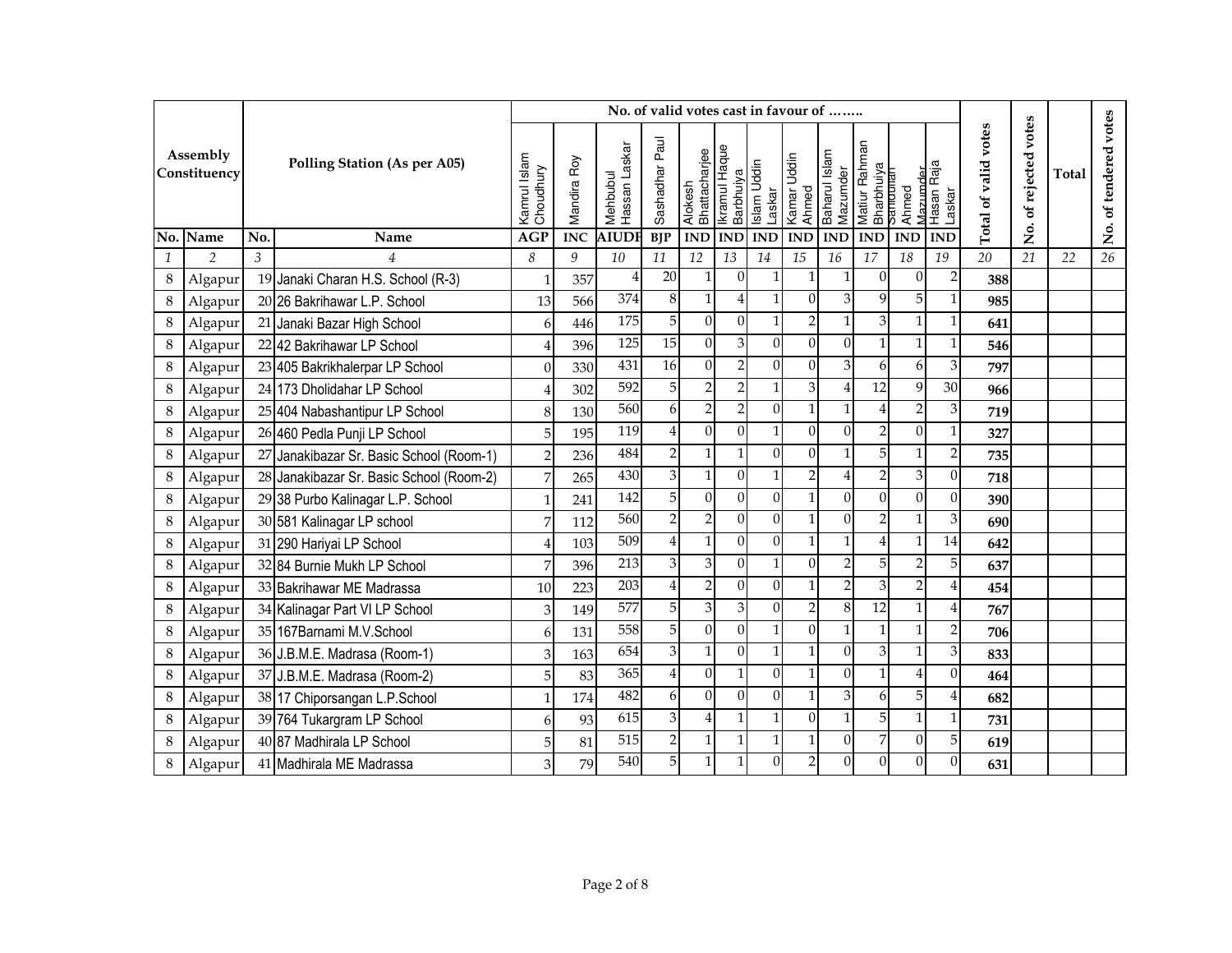| Assembly Constituency | | Polling Station (As per A05) | | No. of valid votes cast in favour of …….. | | | | | | | | | | | | Total of valid votes | No. of rejected votes | Total | No. of tendered votes |
|---|---|---|---|---|---|---|---|---|---|---|---|---|---|---|---|---|---|---|---|
| | | | | Kamrul Islam Choudhury | Mandira Roy | Mehbubul Hassan Laskar | Sashadhar Paul | Alokesh Bhattacharjee | Ikramul Haque Barbhuiya | Islam Uddin Laskar | Kamar Uddin Ahmed | Baharul Islam Mazumder | Matiur Rahman Bharbhuiya | Sahabuddin Ahmed Mazumder | Hasan Raja Laskar | | | | |
| No. | Name | No. | Name | AGP | INC | AIUDF | BJP | IND | IND | IND | IND | IND | IND | IND | IND | | | | |
| 1 | 2 | 3 | 4 | 8 | 9 | 10 | 11 | 12 | 13 | 14 | 15 | 16 | 17 | 18 | 19 | 20 | 21 | 22 | 26 |
| 8 | Algapur | 19 | Janaki Charan H.S. School (R-3) | 1 | 357 | 4 | 20 | 1 | 0 | 1 | 1 | 1 | 0 | 0 | 2 | **388** | | | |
| 8 | Algapur | 20 | 26 Bakrihawar L.P. School | 13 | 566 | 374 | 8 | 1 | 4 | 1 | 0 | 3 | 9 | 5 | 1 | **985** | | | |
| 8 | Algapur | 21 | Janaki Bazar High School | 6 | 446 | 175 | 5 | 0 | 0 | 1 | 2 | 1 | 3 | 1 | 1 | **641** | | | |
| 8 | Algapur | 22 | 42 Bakrihawar LP School | 4 | 396 | 125 | 15 | 0 | 3 | 0 | 0 | 0 | 1 | 1 | 1 | **546** | | | |
| 8 | Algapur | 23 | 405 Bakrikhalerpar LP School | 0 | 330 | 431 | 16 | 0 | 2 | 0 | 0 | 3 | 6 | 6 | 3 | **797** | | | |
| 8 | Algapur | 24 | 173 Dholidahar LP School | 4 | 302 | 592 | 5 | 2 | 2 | 1 | 3 | 4 | 12 | 9 | 30 | **966** | | | |
| 8 | Algapur | 25 | 404 Nabashantipur LP School | 8 | 130 | 560 | 6 | 2 | 2 | 0 | 1 | 1 | 4 | 2 | 3 | **719** | | | |
| 8 | Algapur | 26 | 460 Pedla Punji LP School | 5 | 195 | 119 | 4 | 0 | 0 | 1 | 0 | 0 | 2 | 0 | 1 | **327** | | | |
| 8 | Algapur | 27 | Janakibazar Sr. Basic School (Room-1) | 2 | 236 | 484 | 2 | 1 | 1 | 0 | 0 | 1 | 5 | 1 | 2 | **735** | | | |
| 8 | Algapur | 28 | Janakibazar Sr. Basic School (Room-2) | 7 | 265 | 430 | 3 | 1 | 0 | 1 | 2 | 4 | 2 | 3 | 0 | **718** | | | |
| 8 | Algapur | 29 | 38 Purbo Kalinagar L.P. School | 1 | 241 | 142 | 5 | 0 | 0 | 0 | 1 | 0 | 0 | 0 | 0 | **390** | | | |
| 8 | Algapur | 30 | 581 Kalinagar LP school | 7 | 112 | 560 | 2 | 2 | 0 | 0 | 1 | 0 | 2 | 1 | 3 | **690** | | | |
| 8 | Algapur | 31 | 290 Hariyai LP School | 4 | 103 | 509 | 4 | 1 | 0 | 0 | 1 | 1 | 4 | 1 | 14 | **642** | | | |
| 8 | Algapur | 32 | 84 Burnie Mukh LP School | 7 | 396 | 213 | 3 | 3 | 0 | 1 | 0 | 2 | 5 | 2 | 5 | **637** | | | |
| 8 | Algapur | 33 | Bakrihawar ME Madrassa | 10 | 223 | 203 | 4 | 2 | 0 | 0 | 1 | 2 | 3 | 2 | 4 | **454** | | | |
| 8 | Algapur | 34 | Kalinagar Part VI LP School | 3 | 149 | 577 | 5 | 3 | 3 | 0 | 2 | 8 | 12 | 1 | 4 | **767** | | | |
| 8 | Algapur | 35 | 167Barnami M.V.School | 6 | 131 | 558 | 5 | 0 | 0 | 1 | 0 | 1 | 1 | 1 | 2 | **706** | | | |
| 8 | Algapur | 36 | J.B.M.E. Madrasa (Room-1) | 3 | 163 | 654 | 3 | 1 | 0 | 1 | 1 | 0 | 3 | 1 | 3 | **833** | | | |
| 8 | Algapur | 37 | J.B.M.E. Madrasa (Room-2) | 5 | 83 | 365 | 4 | 0 | 1 | 0 | 1 | 0 | 1 | 4 | 0 | **464** | | | |
| 8 | Algapur | 38 | 17 Chiporsangan L.P.School | 1 | 174 | 482 | 6 | 0 | 0 | 0 | 1 | 3 | 6 | 5 | 4 | **682** | | | |
| 8 | Algapur | 39 | 764 Tukargram LP School | 6 | 93 | 615 | 3 | 4 | 1 | 1 | 0 | 1 | 5 | 1 | 1 | **731** | | | |
| 8 | Algapur | 40 | 87 Madhirala LP School | 5 | 81 | 515 | 2 | 1 | 1 | 1 | 1 | 0 | 7 | 0 | 5 | **619** | | | |
| 8 | Algapur | 41 | Madhirala ME Madrassa | 3 | 79 | 540 | 5 | 1 | 1 | 0 | 2 | 0 | 0 | 0 | 0 | **631** | | | |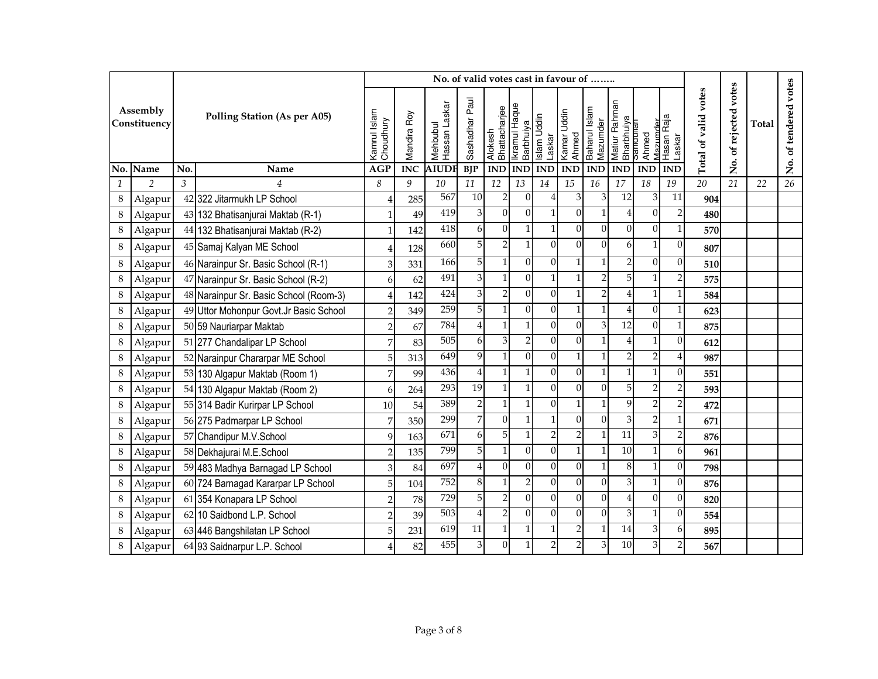| Assembly Constituency | | Polling Station (As per A05) | | No. of valid votes cast in favour of …….. | | | | | | | | | | | | Total of valid votes | No. of rejected votes | Total | No. of tendered votes |
|---|---|---|---|---|---|---|---|---|---|---|---|---|---|---|---|---|---|---|---|
| | | | | Kamrul Islam Choudhury | Mandira Roy | Mehbubul Hassan Laskar | Sashadhar Paul | Alokesh Bhattacharjee | Ikramul Haque Barbhuiya | Islam Uddin Laskar | Kamar Uddin Ahmed | Baharul Islam Mazumder | Matiur Rahman Bharbhuiya | Sahabuddin Ahmed Mazumder | Hasan Raja Laskar | | | | |
| No. | Name | No. | Name | AGP | INC | AIUDF | BJP | IND | IND | IND | IND | IND | IND | IND | IND | | | | |
| 1 | 2 | 3 | 4 | 8 | 9 | 10 | 11 | 12 | 13 | 14 | 15 | 16 | 17 | 18 | 19 | 20 | 21 | 22 | 26 |
| 8 | Algapur | 42 | 322 Jitarmukh LP School | 4 | 285 | 567 | 10 | 2 | 0 | 4 | 3 | 3 | 12 | 3 | 11 | 904 | | | |
| 8 | Algapur | 43 | 132 Bhatisanjurai Maktab (R-1) | 1 | 49 | 419 | 3 | 0 | 0 | 1 | 0 | 1 | 4 | 0 | 2 | 480 | | | |
| 8 | Algapur | 44 | 132 Bhatisanjurai Maktab (R-2) | 1 | 142 | 418 | 6 | 0 | 1 | 1 | 0 | 0 | 0 | 0 | 1 | 570 | | | |
| 8 | Algapur | 45 | Samaj Kalyan ME School | 4 | 128 | 660 | 5 | 2 | 1 | 0 | 0 | 0 | 6 | 1 | 0 | 807 | | | |
| 8 | Algapur | 46 | Narainpur Sr. Basic School (R-1) | 3 | 331 | 166 | 5 | 1 | 0 | 0 | 1 | 1 | 2 | 0 | 0 | 510 | | | |
| 8 | Algapur | 47 | Narainpur Sr. Basic School (R-2) | 6 | 62 | 491 | 3 | 1 | 0 | 1 | 1 | 2 | 5 | 1 | 2 | 575 | | | |
| 8 | Algapur | 48 | Narainpur Sr. Basic School (Room-3) | 4 | 142 | 424 | 3 | 2 | 0 | 0 | 1 | 2 | 4 | 1 | 1 | 584 | | | |
| 8 | Algapur | 49 | Uttor Mohonpur Govt.Jr Basic School | 2 | 349 | 259 | 5 | 1 | 0 | 0 | 1 | 1 | 4 | 0 | 1 | 623 | | | |
| 8 | Algapur | 50 | 59 Nauriarpar Maktab | 2 | 67 | 784 | 4 | 1 | 1 | 0 | 0 | 3 | 12 | 0 | 1 | 875 | | | |
| 8 | Algapur | 51 | 277 Chandalipar LP School | 7 | 83 | 505 | 6 | 3 | 2 | 0 | 0 | 1 | 4 | 1 | 0 | 612 | | | |
| 8 | Algapur | 52 | Narainpur Chararpar ME School | 5 | 313 | 649 | 9 | 1 | 0 | 0 | 1 | 1 | 2 | 2 | 4 | 987 | | | |
| 8 | Algapur | 53 | 130 Algapur Maktab (Room 1) | 7 | 99 | 436 | 4 | 1 | 1 | 0 | 0 | 1 | 1 | 1 | 0 | 551 | | | |
| 8 | Algapur | 54 | 130 Algapur Maktab (Room 2) | 6 | 264 | 293 | 19 | 1 | 1 | 0 | 0 | 0 | 5 | 2 | 2 | 593 | | | |
| 8 | Algapur | 55 | 314 Badir Kurirpar LP School | 10 | 54 | 389 | 2 | 1 | 1 | 0 | 1 | 1 | 9 | 2 | 2 | 472 | | | |
| 8 | Algapur | 56 | 275 Padmarpar LP School | 7 | 350 | 299 | 7 | 0 | 1 | 1 | 0 | 0 | 3 | 2 | 1 | 671 | | | |
| 8 | Algapur | 57 | Chandipur M.V.School | 9 | 163 | 671 | 6 | 5 | 1 | 2 | 2 | 1 | 11 | 3 | 2 | 876 | | | |
| 8 | Algapur | 58 | Dekhajurai M.E.School | 2 | 135 | 799 | 5 | 1 | 0 | 0 | 1 | 1 | 10 | 1 | 6 | 961 | | | |
| 8 | Algapur | 59 | 483 Madhya Barnagad LP School | 3 | 84 | 697 | 4 | 0 | 0 | 0 | 0 | 1 | 8 | 1 | 0 | 798 | | | |
| 8 | Algapur | 60 | 724 Barnagad Kararpar LP School | 5 | 104 | 752 | 8 | 1 | 2 | 0 | 0 | 0 | 3 | 1 | 0 | 876 | | | |
| 8 | Algapur | 61 | 354 Konapara LP School | 2 | 78 | 729 | 5 | 2 | 0 | 0 | 0 | 0 | 4 | 0 | 0 | 820 | | | |
| 8 | Algapur | 62 | 10 Saidbond L.P. School | 2 | 39 | 503 | 4 | 2 | 0 | 0 | 0 | 0 | 3 | 1 | 0 | 554 | | | |
| 8 | Algapur | 63 | 446 Bangshilatan LP School | 5 | 231 | 619 | 11 | 1 | 1 | 1 | 2 | 1 | 14 | 3 | 6 | 895 | | | |
| 8 | Algapur | 64 | 93 Saidnarpur L.P. School | 4 | 82 | 455 | 3 | 0 | 1 | 2 | 2 | 3 | 10 | 3 | 2 | 567 | | | |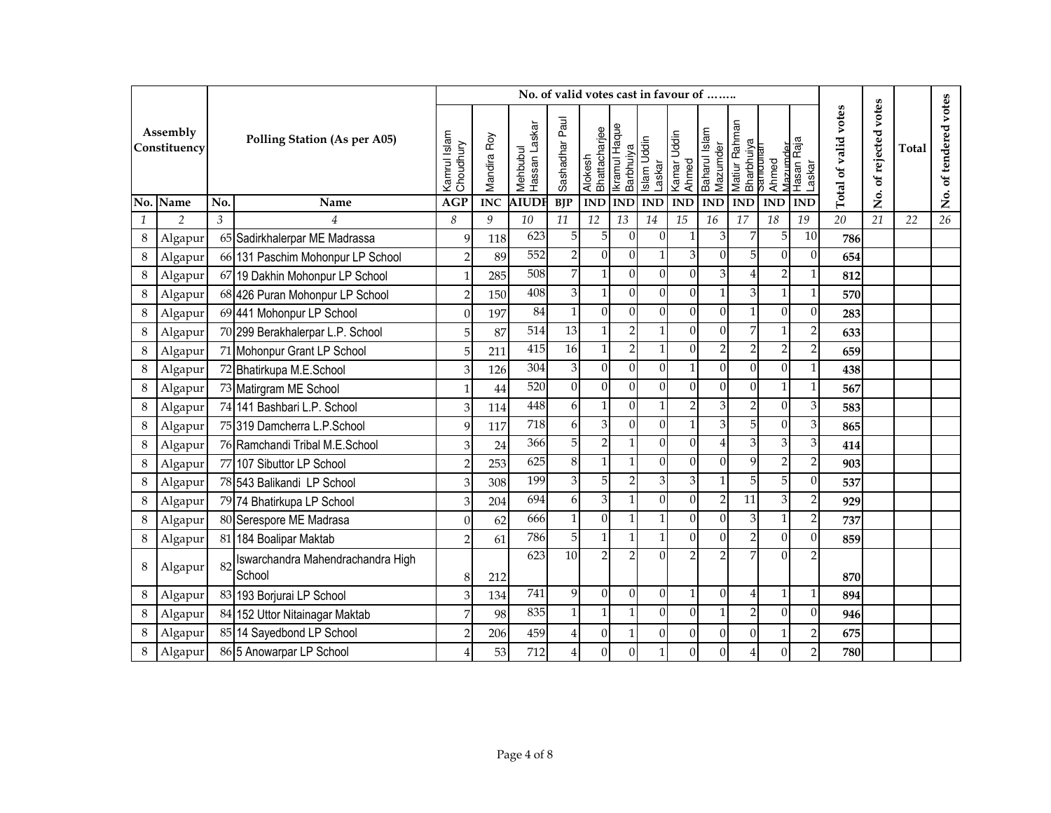| Assembly Constituency | | Polling Station (As per A05) | | No. of valid votes cast in favour of …….. | | | | | | | | | | | | Total of valid votes | No. of rejected votes | Total | No. of tendered votes |
|---|---|---|---|---|---|---|---|---|---|---|---|---|---|---|---|---|---|---|---|
| | | | | Kamrul Islam Choudhury | Mandira Roy | Mehbubul Hassan Laskar | Sashadhar Paul | Alokesh Bhattacharjee | Ikramul Haque Barbhuiya | Islam Uddin Laskar | Kamar Uddin Ahmed | Baharul Islam Mazumder | Matiur Rahman Bharbhuiya | Sahabuddin Ahmed Mazumder | Hasan Raja Laskar | | | | |
| No. | Name | No. | Name | AGP | INC | AIUDF | BJP | IND | IND | IND | IND | IND | IND | IND | IND | | | | |
| 1 | 2 | 3 | 4 | 8 | 9 | 10 | 11 | 12 | 13 | 14 | 15 | 16 | 17 | 18 | 19 | 20 | 21 | 22 | 26 |
| 8 | Algapur | 65 | Sadirkhalerpar ME Madrassa | 9 | 118 | 623 | 5 | 5 | 0 | 0 | 1 | 3 | 7 | 5 | 10 | 786 | | | |
| 8 | Algapur | 66 | 131 Paschim Mohonpur LP School | 2 | 89 | 552 | 2 | 0 | 0 | 1 | 3 | 0 | 5 | 0 | 0 | 654 | | | |
| 8 | Algapur | 67 | 19 Dakhin Mohonpur LP School | 1 | 285 | 508 | 7 | 1 | 0 | 0 | 0 | 3 | 4 | 2 | 1 | 812 | | | |
| 8 | Algapur | 68 | 426 Puran Mohonpur LP School | 2 | 150 | 408 | 3 | 1 | 0 | 0 | 0 | 1 | 3 | 1 | 1 | 570 | | | |
| 8 | Algapur | 69 | 441 Mohonpur LP School | 0 | 197 | 84 | 1 | 0 | 0 | 0 | 0 | 0 | 1 | 0 | 0 | 283 | | | |
| 8 | Algapur | 70 | 299 Berakhalerpar L.P. School | 5 | 87 | 514 | 13 | 1 | 2 | 1 | 0 | 0 | 7 | 1 | 2 | 633 | | | |
| 8 | Algapur | 71 | Mohonpur Grant LP School | 5 | 211 | 415 | 16 | 1 | 2 | 1 | 0 | 2 | 2 | 2 | 2 | 659 | | | |
| 8 | Algapur | 72 | Bhatirkupa M.E.School | 3 | 126 | 304 | 3 | 0 | 0 | 0 | 1 | 0 | 0 | 0 | 1 | 438 | | | |
| 8 | Algapur | 73 | Matirgram ME School | 1 | 44 | 520 | 0 | 0 | 0 | 0 | 0 | 0 | 0 | 1 | 1 | 567 | | | |
| 8 | Algapur | 74 | 141 Bashbari L.P. School | 3 | 114 | 448 | 6 | 1 | 0 | 1 | 2 | 3 | 2 | 0 | 3 | 583 | | | |
| 8 | Algapur | 75 | 319 Damcherra L.P.School | 9 | 117 | 718 | 6 | 3 | 0 | 0 | 1 | 3 | 5 | 0 | 3 | 865 | | | |
| 8 | Algapur | 76 | Ramchandi Tribal M.E.School | 3 | 24 | 366 | 5 | 2 | 1 | 0 | 0 | 4 | 3 | 3 | 3 | 414 | | | |
| 8 | Algapur | 77 | 107 Sibuttor LP School | 2 | 253 | 625 | 8 | 1 | 1 | 0 | 0 | 0 | 9 | 2 | 2 | 903 | | | |
| 8 | Algapur | 78 | 543 Balikandi LP School | 3 | 308 | 199 | 3 | 5 | 2 | 3 | 3 | 1 | 5 | 5 | 0 | 537 | | | |
| 8 | Algapur | 79 | 74 Bhatirkupa LP School | 3 | 204 | 694 | 6 | 3 | 1 | 0 | 0 | 2 | 11 | 3 | 2 | 929 | | | |
| 8 | Algapur | 80 | Serespore ME Madrasa | 0 | 62 | 666 | 1 | 0 | 1 | 1 | 0 | 0 | 3 | 1 | 2 | 737 | | | |
| 8 | Algapur | 81 | 184 Boalipar Maktab | 2 | 61 | 786 | 5 | 1 | 1 | 1 | 0 | 0 | 2 | 0 | 0 | 859 | | | |
| 8 | Algapur | 82 | Iswarchandra Mahendrachandra High School | 8 | 212 | 623 | 10 | 2 | 2 | 0 | 2 | 2 | 7 | 0 | 2 | 870 | | | |
| 8 | Algapur | 83 | 193 Borjurai LP School | 3 | 134 | 741 | 9 | 0 | 0 | 0 | 1 | 0 | 4 | 1 | 1 | 894 | | | |
| 8 | Algapur | 84 | 152 Uttor Nitainagar Maktab | 7 | 98 | 835 | 1 | 1 | 1 | 0 | 0 | 1 | 2 | 0 | 0 | 946 | | | |
| 8 | Algapur | 85 | 14 Sayedbond LP School | 2 | 206 | 459 | 4 | 0 | 1 | 0 | 0 | 0 | 0 | 1 | 2 | 675 | | | |
| 8 | Algapur | 86 | 5 Anowarpar LP School | 4 | 53 | 712 | 4 | 0 | 0 | 1 | 0 | 0 | 4 | 0 | 2 | 780 | | | |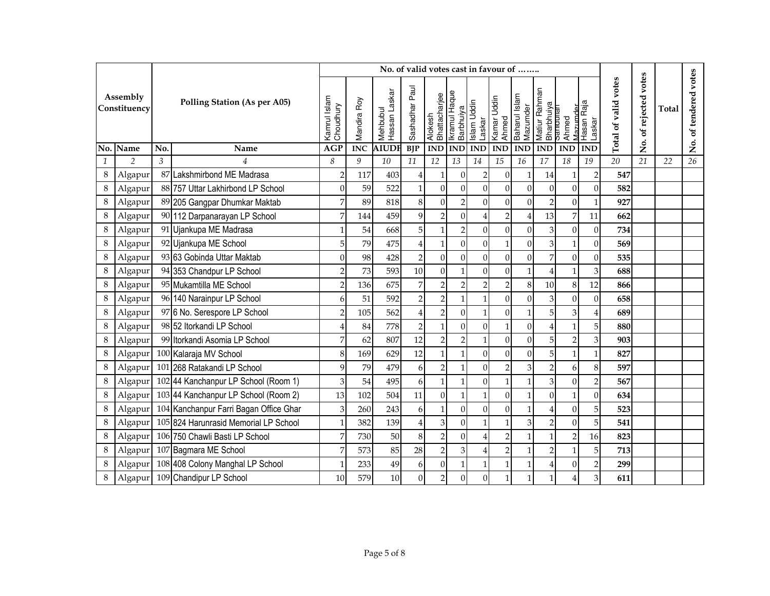| Assembly Constituency | | Polling Station (As per A05) | | No. of valid votes cast in favour of …….. | | | | | | | | | | | | Total of valid votes | No. of rejected votes | Total | No. of tendered votes |
|---|---|---|---|---|---|---|---|---|---|---|---|---|---|---|---|---|---|---|---|
| | | | | Kamrul Islam Choudhury | Mandira Roy | Mehbubul Hassan Laskar | Sashadhar Paul | Alokesh Bhattacharjee | Ikramul Haque Barbhuiya | Islam Uddin Laskar | Kamar Uddin Ahmed | Baharul Islam Mazumder | Matiur Rahman Bharbhuiya | Sahabuddin Ahmed Mazumder | Hasan Raja Laskar | | | | |
| No. | Name | No. | Name | AGP | INC | AIUDF | BJP | IND | IND | IND | IND | IND | IND | IND | IND | | | | |
| 1 | 2 | 3 | 4 | 8 | 9 | 10 | 11 | 12 | 13 | 14 | 15 | 16 | 17 | 18 | 19 | 20 | 21 | 22 | 26 |
| 8 | Algapur | 87 | Lakshmirbond ME Madrasa | 2 | 117 | 403 | 4 | 1 | 0 | 2 | 0 | 1 | 14 | 1 | 2 | **547** | | | |
| 8 | Algapur | 88 | 757 Uttar Lakhirbond LP School | 0 | 59 | 522 | 1 | 0 | 0 | 0 | 0 | 0 | 0 | 0 | 0 | **582** | | | |
| 8 | Algapur | 89 | 205 Gangpar Dhumkar Maktab | 7 | 89 | 818 | 8 | 0 | 2 | 0 | 0 | 0 | 2 | 0 | 1 | **927** | | | |
| 8 | Algapur | 90 | 112 Darpanarayan LP School | 7 | 144 | 459 | 9 | 2 | 0 | 4 | 2 | 4 | 13 | 7 | 11 | **662** | | | |
| 8 | Algapur | 91 | Ujankupa ME Madrasa | 1 | 54 | 668 | 5 | 1 | 2 | 0 | 0 | 0 | 3 | 0 | 0 | **734** | | | |
| 8 | Algapur | 92 | Ujankupa ME School | 5 | 79 | 475 | 4 | 1 | 0 | 0 | 1 | 0 | 3 | 1 | 0 | **569** | | | |
| 8 | Algapur | 93 | 63 Gobinda Uttar Maktab | 0 | 98 | 428 | 2 | 0 | 0 | 0 | 0 | 0 | 7 | 0 | 0 | **535** | | | |
| 8 | Algapur | 94 | 353 Chandpur LP School | 2 | 73 | 593 | 10 | 0 | 1 | 0 | 0 | 1 | 4 | 1 | 3 | **688** | | | |
| 8 | Algapur | 95 | Mukamtilla ME School | 2 | 136 | 675 | 7 | 2 | 2 | 2 | 2 | 8 | 10 | 8 | 12 | **866** | | | |
| 8 | Algapur | 96 | 140 Narainpur LP School | 6 | 51 | 592 | 2 | 2 | 1 | 1 | 0 | 0 | 3 | 0 | 0 | **658** | | | |
| 8 | Algapur | 97 | 6 No. Serespore LP School | 2 | 105 | 562 | 4 | 2 | 0 | 1 | 0 | 1 | 5 | 3 | 4 | **689** | | | |
| 8 | Algapur | 98 | 52 Itorkandi LP School | 4 | 84 | 778 | 2 | 1 | 0 | 0 | 1 | 0 | 4 | 1 | 5 | **880** | | | |
| 8 | Algapur | 99 | Itorkandi Asomia LP School | 7 | 62 | 807 | 12 | 2 | 2 | 1 | 0 | 0 | 5 | 2 | 3 | **903** | | | |
| 8 | Algapur | 100 | Kalaraja MV School | 8 | 169 | 629 | 12 | 1 | 1 | 0 | 0 | 0 | 5 | 1 | 1 | **827** | | | |
| 8 | Algapur | 101 | 268 Ratakandi LP School | 9 | 79 | 479 | 6 | 2 | 1 | 0 | 2 | 3 | 2 | 6 | 8 | **597** | | | |
| 8 | Algapur | 102 | 44 Kanchanpur LP School (Room 1) | 3 | 54 | 495 | 6 | 1 | 1 | 0 | 1 | 1 | 3 | 0 | 2 | **567** | | | |
| 8 | Algapur | 103 | 44 Kanchanpur LP School (Room 2) | 13 | 102 | 504 | 11 | 0 | 1 | 1 | 0 | 1 | 0 | 1 | 0 | **634** | | | |
| 8 | Algapur | 104 | Kanchanpur Farri Bagan Office Ghar | 3 | 260 | 243 | 6 | 1 | 0 | 0 | 0 | 1 | 4 | 0 | 5 | **523** | | | |
| 8 | Algapur | 105 | 824 Harunrasid Memorial LP School | 1 | 382 | 139 | 4 | 3 | 0 | 1 | 1 | 3 | 2 | 0 | 5 | **541** | | | |
| 8 | Algapur | 106 | 750 Chawli Basti LP School | 7 | 730 | 50 | 8 | 2 | 0 | 4 | 2 | 1 | 1 | 2 | 16 | **823** | | | |
| 8 | Algapur | 107 | Bagmara ME School | 7 | 573 | 85 | 28 | 2 | 3 | 4 | 2 | 1 | 2 | 1 | 5 | **713** | | | |
| 8 | Algapur | 108 | 408 Colony Manghal LP School | 1 | 233 | 49 | 6 | 0 | 1 | 1 | 1 | 1 | 4 | 0 | 2 | **299** | | | |
| 8 | Algapur | 109 | Chandipur LP School | 10 | 579 | 10 | 0 | 2 | 0 | 0 | 1 | 1 | 1 | 4 | 3 | **611** | | | |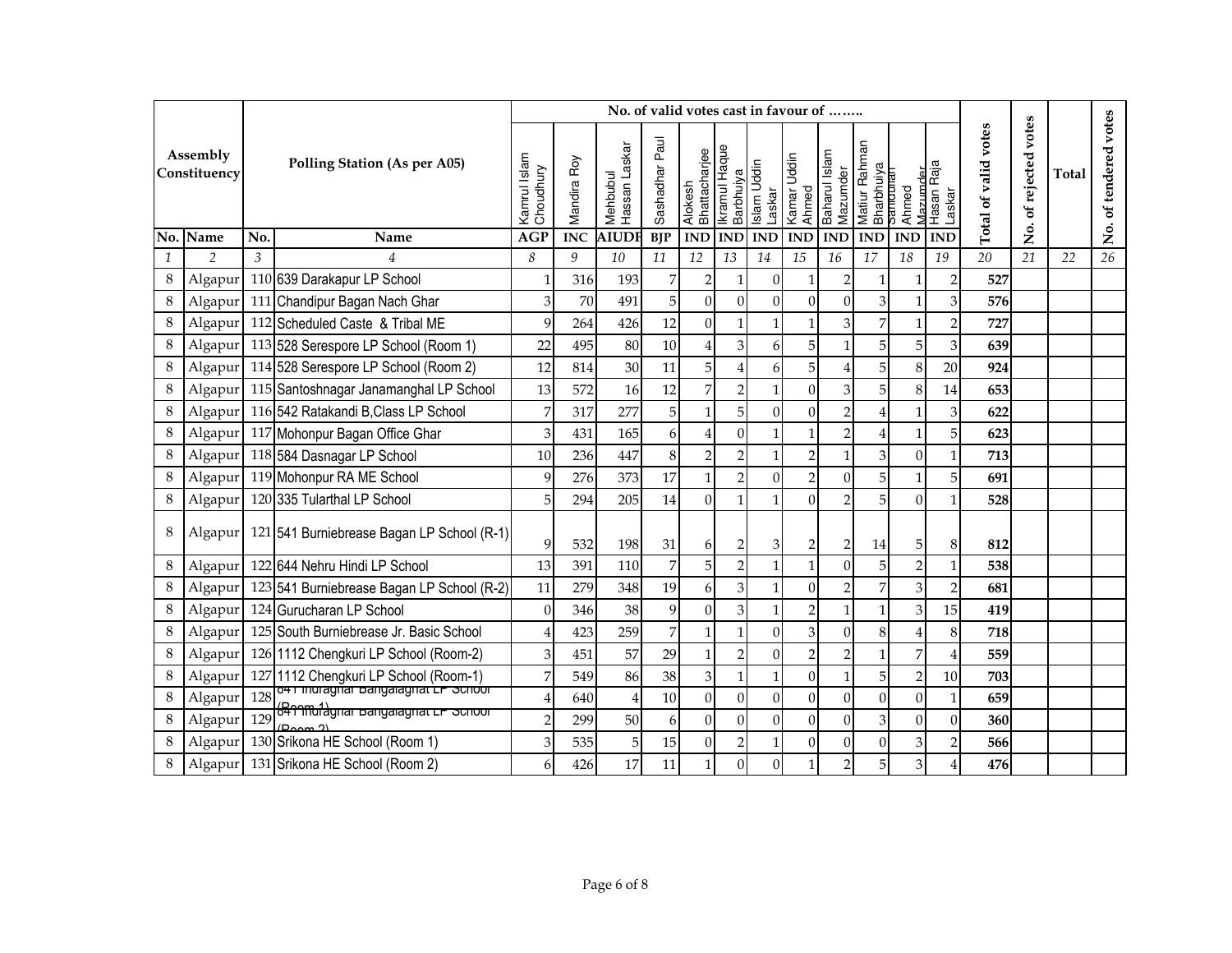| Assembly Constituency | | Polling Station (As per A05) | | No. of valid votes cast in favour of …….. | | | | | | | | | | | | Total of valid votes | No. of rejected votes | Total | No. of tendered votes |
|---|---|---|---|---|---|---|---|---|---|---|---|---|---|---|---|---|---|---|---|
| | | | | Kamrul Islam Choudhury | Mandira Roy | Mehbubul Hassan Laskar | Sashadhar Paul | Alokesh Bhattacharjee | Ikramul Haque Barbhuiya | Islam Uddin Laskar | Kamar Uddin Ahmed | Baharul Islam Mazumder | Matiur Rahman Bharbhuiya | Sahabuddin Ahmed Mazumder | Hasan Raja Laskar | | | | |
| No. | Name | No. | Name | AGP | INC | AIUDF | BJP | IND | IND | IND | IND | IND | IND | IND | IND | | | | |
| 1 | 2 | 3 | 4 | 8 | 9 | 10 | 11 | 12 | 13 | 14 | 15 | 16 | 17 | 18 | 19 | 20 | 21 | 22 | 26 |
| 8 | Algapur | 110 | 639 Darakapur LP School | 1 | 316 | 193 | 7 | 2 | 1 | 0 | 1 | 2 | 1 | 1 | 2 | **527** | | | |
| 8 | Algapur | 111 | Chandipur Bagan Nach Ghar | 3 | 70 | 491 | 5 | 0 | 0 | 0 | 0 | 0 | 3 | 1 | 3 | **576** | | | |
| 8 | Algapur | 112 | Scheduled Caste & Tribal ME | 9 | 264 | 426 | 12 | 0 | 1 | 1 | 1 | 3 | 7 | 1 | 2 | **727** | | | |
| 8 | Algapur | 113 | 528 Serespore LP School (Room 1) | 22 | 495 | 80 | 10 | 4 | 3 | 6 | 5 | 1 | 5 | 5 | 3 | **639** | | | |
| 8 | Algapur | 114 | 528 Serespore LP School (Room 2) | 12 | 814 | 30 | 11 | 5 | 4 | 6 | 5 | 4 | 5 | 8 | 20 | **924** | | | |
| 8 | Algapur | 115 | Santoshnagar Janamanghal LP School | 13 | 572 | 16 | 12 | 7 | 2 | 1 | 0 | 3 | 5 | 8 | 14 | **653** | | | |
| 8 | Algapur | 116 | 542 Ratakandi B,Class LP School | 7 | 317 | 277 | 5 | 1 | 5 | 0 | 0 | 2 | 4 | 1 | 3 | **622** | | | |
| 8 | Algapur | 117 | Mohonpur Bagan Office Ghar | 3 | 431 | 165 | 6 | 4 | 0 | 1 | 1 | 2 | 4 | 1 | 5 | **623** | | | |
| 8 | Algapur | 118 | 584 Dasnagar LP School | 10 | 236 | 447 | 8 | 2 | 2 | 1 | 2 | 1 | 3 | 0 | 1 | **713** | | | |
| 8 | Algapur | 119 | Mohonpur RA ME School | 9 | 276 | 373 | 17 | 1 | 2 | 0 | 2 | 0 | 5 | 1 | 5 | **691** | | | |
| 8 | Algapur | 120 | 335 Tularthal LP School | 5 | 294 | 205 | 14 | 0 | 1 | 1 | 0 | 2 | 5 | 0 | 1 | **528** | | | |
| 8 | Algapur | 121 | 541 Burniebrease Bagan LP School (R-1) | 9 | 532 | 198 | 31 | 6 | 2 | 3 | 2 | 2 | 14 | 5 | 8 | **812** | | | |
| 8 | Algapur | 122 | 644 Nehru Hindi LP School | 13 | 391 | 110 | 7 | 5 | 2 | 1 | 1 | 0 | 5 | 2 | 1 | **538** | | | |
| 8 | Algapur | 123 | 541 Burniebrease Bagan LP School (R-2) | 11 | 279 | 348 | 19 | 6 | 3 | 1 | 0 | 2 | 7 | 3 | 2 | **681** | | | |
| 8 | Algapur | 124 | Gurucharan LP School | 0 | 346 | 38 | 9 | 0 | 3 | 1 | 2 | 1 | 1 | 3 | 15 | **419** | | | |
| 8 | Algapur | 125 | South Burniebrease Jr. Basic School | 4 | 423 | 259 | 7 | 1 | 1 | 0 | 3 | 0 | 8 | 4 | 8 | **718** | | | |
| 8 | Algapur | 126 | 1112 Chengkuri LP School (Room-2) | 3 | 451 | 57 | 29 | 1 | 2 | 0 | 2 | 2 | 1 | 7 | 4 | **559** | | | |
| 8 | Algapur | 127 | 1112 Chengkuri LP School (Room-1) | 7 | 549 | 86 | 38 | 3 | 1 | 1 | 0 | 1 | 5 | 2 | 10 | **703** | | | |
| 8 | Algapur | 128 | 841 Induraghat Bangalaghat LP School (Room-1) | 4 | 640 | 4 | 10 | 0 | 0 | 0 | 0 | 0 | 0 | 0 | 1 | **659** | | | |
| 8 | Algapur | 129 | 841 Induraghat Bangalaghat LP School (Room-2) | 2 | 299 | 50 | 6 | 0 | 0 | 0 | 0 | 0 | 3 | 0 | 0 | **360** | | | |
| 8 | Algapur | 130 | Srikona HE School (Room 1) | 3 | 535 | 5 | 15 | 0 | 2 | 1 | 0 | 0 | 0 | 3 | 2 | **566** | | | |
| 8 | Algapur | 131 | Srikona HE School (Room 2) | 6 | 426 | 17 | 11 | 1 | 0 | 0 | 1 | 2 | 5 | 3 | 4 | **476** | | | |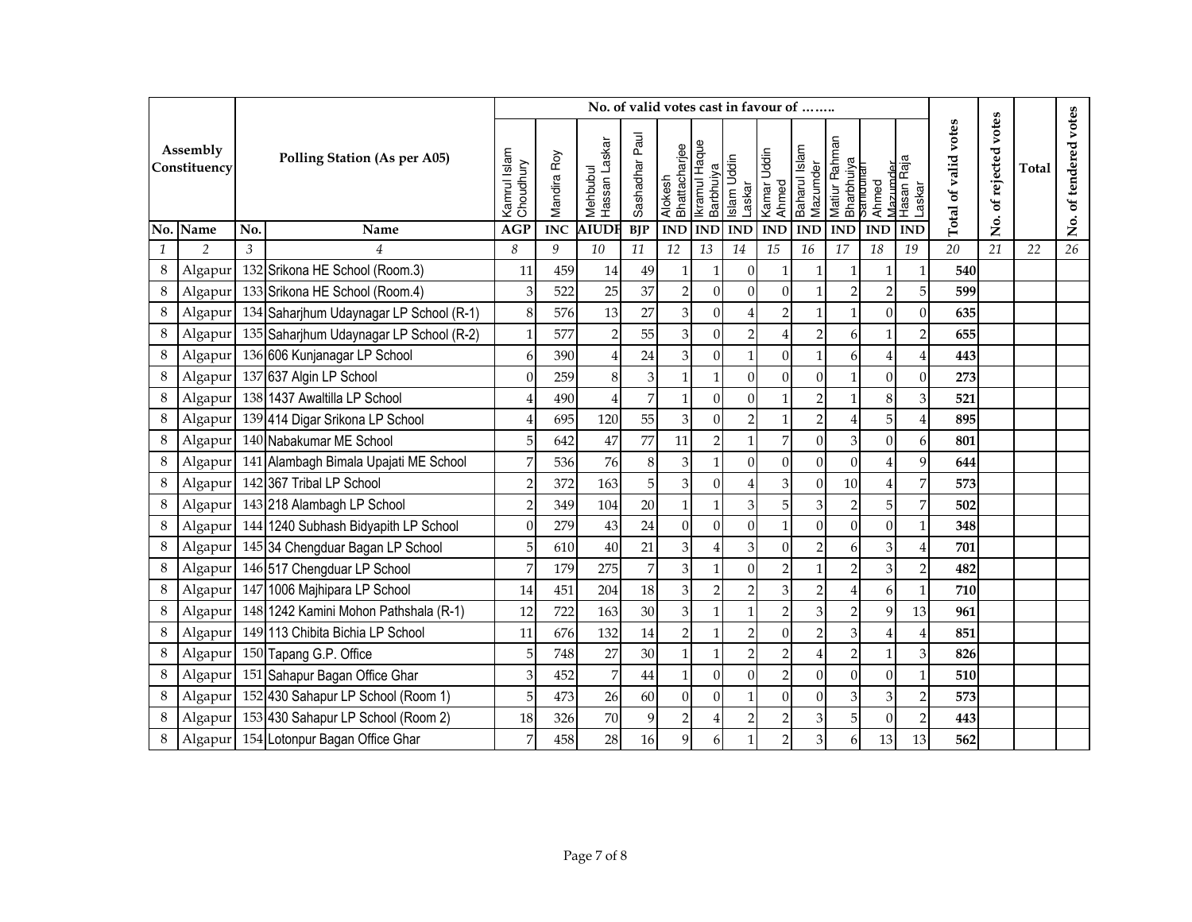| Assembly Constituency | | Polling Station (As per A05) | | No. of valid votes cast in favour of …….. | | | | | | | | | | | | Total of valid votes | No. of rejected votes | Total | No. of tendered votes |
|---|---|---|---|---|---|---|---|---|---|---|---|---|---|---|---|---|---|---|---|
| | | | | Kamrul Islam Choudhury | Mandira Roy | Mehbubul Hassan Laskar | Sashadhar Paul | Alokesh Bhattacharjee | Ikramul Haque Barbhuiya | Islam Uddin Laskar | Kamar Uddin Ahmed | Baharul Islam Mazumder | Matiur Rahman Bharbhuiya | Sahabuddin Ahmed Mazumder | Hasan Raja Laskar | | | | |
| No. | Name | No. | Name | AGP | INC | AIUDF | BJP | IND | IND | IND | IND | IND | IND | IND | IND | | | | |
| 1 | 2 | 3 | 4 | 8 | 9 | 10 | 11 | 12 | 13 | 14 | 15 | 16 | 17 | 18 | 19 | 20 | 21 | 22 | 26 |
| 8 | Algapur | 132 | Srikona HE School (Room.3) | 11 | 459 | 14 | 49 | 1 | 1 | 0 | 1 | 1 | 1 | 1 | 1 | **540** | | | |
| 8 | Algapur | 133 | Srikona HE School (Room.4) | 3 | 522 | 25 | 37 | 2 | 0 | 0 | 0 | 1 | 2 | 2 | 5 | **599** | | | |
| 8 | Algapur | 134 | Saharjhum Udaynagar LP School (R-1) | 8 | 576 | 13 | 27 | 3 | 0 | 4 | 2 | 1 | 1 | 0 | 0 | **635** | | | |
| 8 | Algapur | 135 | Saharjhum Udaynagar LP School (R-2) | 1 | 577 | 2 | 55 | 3 | 0 | 2 | 4 | 2 | 6 | 1 | 2 | **655** | | | |
| 8 | Algapur | 136 | 606 Kunjanagar LP School | 6 | 390 | 4 | 24 | 3 | 0 | 1 | 0 | 1 | 6 | 4 | 4 | **443** | | | |
| 8 | Algapur | 137 | 637 Algin LP School | 0 | 259 | 8 | 3 | 1 | 1 | 0 | 0 | 0 | 1 | 0 | 0 | **273** | | | |
| 8 | Algapur | 138 | 1437 Awaltilla LP School | 4 | 490 | 4 | 7 | 1 | 0 | 0 | 1 | 2 | 1 | 8 | 3 | **521** | | | |
| 8 | Algapur | 139 | 414 Digar Srikona LP School | 4 | 695 | 120 | 55 | 3 | 0 | 2 | 1 | 2 | 4 | 5 | 4 | **895** | | | |
| 8 | Algapur | 140 | Nabakumar ME School | 5 | 642 | 47 | 77 | 11 | 2 | 1 | 7 | 0 | 3 | 0 | 6 | **801** | | | |
| 8 | Algapur | 141 | Alambagh Bimala Upajati ME School | 7 | 536 | 76 | 8 | 3 | 1 | 0 | 0 | 0 | 0 | 4 | 9 | **644** | | | |
| 8 | Algapur | 142 | 367 Tribal LP School | 2 | 372 | 163 | 5 | 3 | 0 | 4 | 3 | 0 | 10 | 4 | 7 | **573** | | | |
| 8 | Algapur | 143 | 218 Alambagh LP School | 2 | 349 | 104 | 20 | 1 | 1 | 3 | 5 | 3 | 2 | 5 | 7 | **502** | | | |
| 8 | Algapur | 144 | 1240 Subhash Bidyapith LP School | 0 | 279 | 43 | 24 | 0 | 0 | 0 | 1 | 0 | 0 | 0 | 1 | **348** | | | |
| 8 | Algapur | 145 | 34 Chengduar Bagan LP School | 5 | 610 | 40 | 21 | 3 | 4 | 3 | 0 | 2 | 6 | 3 | 4 | **701** | | | |
| 8 | Algapur | 146 | 517 Chengduar LP School | 7 | 179 | 275 | 7 | 3 | 1 | 0 | 2 | 1 | 2 | 3 | 2 | **482** | | | |
| 8 | Algapur | 147 | 1006 Majhipara LP School | 14 | 451 | 204 | 18 | 3 | 2 | 2 | 3 | 2 | 4 | 6 | 1 | **710** | | | |
| 8 | Algapur | 148 | 1242 Kamini Mohon Pathshala (R-1) | 12 | 722 | 163 | 30 | 3 | 1 | 1 | 2 | 3 | 2 | 9 | 13 | **961** | | | |
| 8 | Algapur | 149 | 113 Chibita Bichia LP School | 11 | 676 | 132 | 14 | 2 | 1 | 2 | 0 | 2 | 3 | 4 | 4 | **851** | | | |
| 8 | Algapur | 150 | Tapang G.P. Office | 5 | 748 | 27 | 30 | 1 | 1 | 2 | 2 | 4 | 2 | 1 | 3 | **826** | | | |
| 8 | Algapur | 151 | Sahapur Bagan Office Ghar | 3 | 452 | 7 | 44 | 1 | 0 | 0 | 2 | 0 | 0 | 0 | 1 | **510** | | | |
| 8 | Algapur | 152 | 430 Sahapur LP School (Room 1) | 5 | 473 | 26 | 60 | 0 | 0 | 1 | 0 | 0 | 3 | 3 | 2 | **573** | | | |
| 8 | Algapur | 153 | 430 Sahapur LP School (Room 2) | 18 | 326 | 70 | 9 | 2 | 4 | 2 | 2 | 3 | 5 | 0 | 2 | **443** | | | |
| 8 | Algapur | 154 | Lotonpur Bagan Office Ghar | 7 | 458 | 28 | 16 | 9 | 6 | 1 | 2 | 3 | 6 | 13 | 13 | **562** | | | |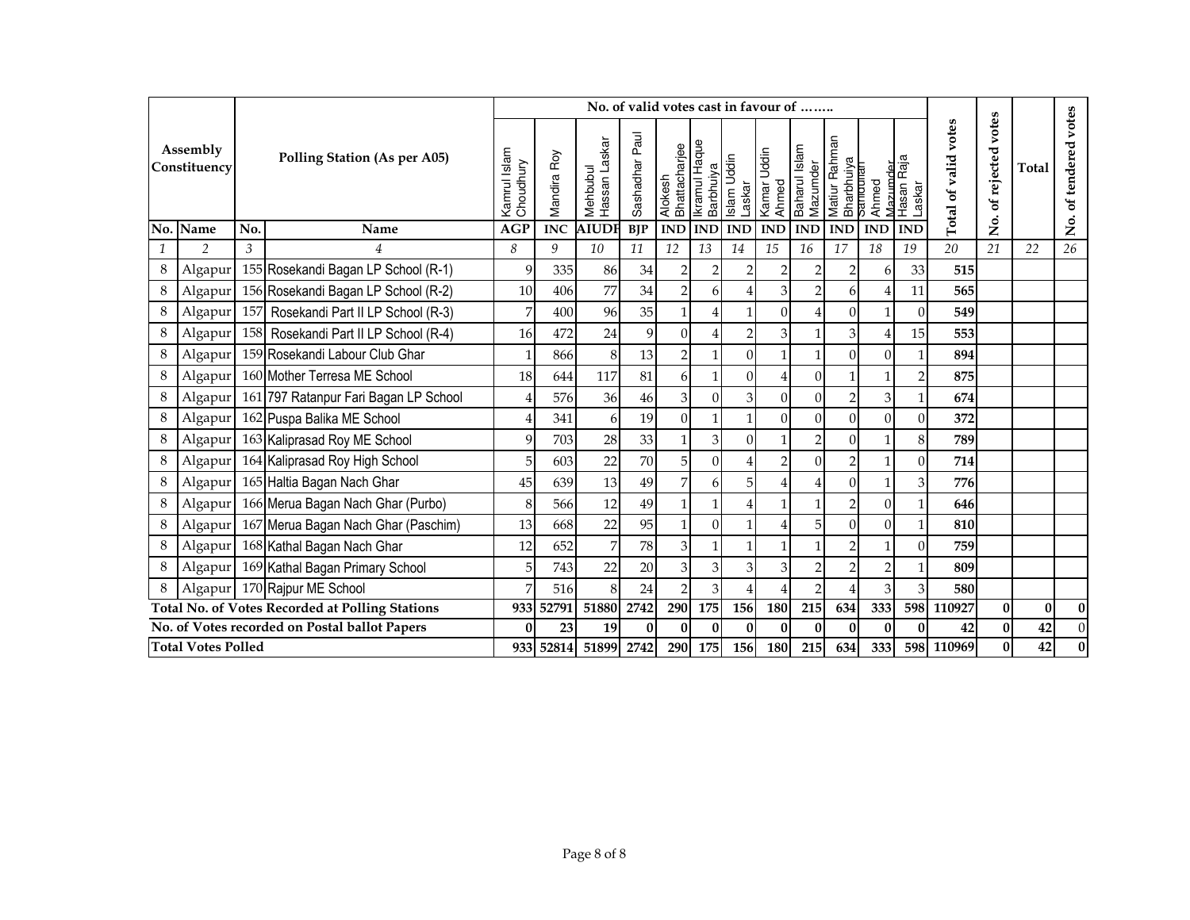| Assembly Constituency | | Polling Station (As per A05) | | No. of valid votes cast in favour of …….. | | | | | | | | | | | | Total of valid votes | No. of rejected votes | Total | No. of tendered votes |
|---|---|---|---|---|---|---|---|---|---|---|---|---|---|---|---|---|---|---|---|
| | | | | Kamrul Islam Choudhury | Mandira Roy | Mehbubul Hassan Laskar | Sashadhar Paul | Alokesh Bhattacharjee | Ikramul Haque Barbhuiya | Islam Uddin Laskar | Kamar Uddin Ahmed | Baharul Islam Mazumder | Matiur Rahman Bharbhuiya | Sahabuddin Ahmed Mazumder | Hasan Raja Laskar | | | | |
| No. | Name | No. | Name | AGP | INC | AIUDF | BJP | IND | IND | IND | IND | IND | IND | IND | IND | | | | |
| 1 | 2 | 3 | 4 | 8 | 9 | 10 | 11 | 12 | 13 | 14 | 15 | 16 | 17 | 18 | 19 | 20 | 21 | 22 | 26 |
| 8 | Algapur | 155 | Rosekandi Bagan LP School (R-1) | 9 | 335 | 86 | 34 | 2 | 2 | 2 | 2 | 2 | 2 | 6 | 33 | 515 | | | |
| 8 | Algapur | 156 | Rosekandi Bagan LP School (R-2) | 10 | 406 | 77 | 34 | 2 | 6 | 4 | 3 | 2 | 6 | 4 | 11 | 565 | | | |
| 8 | Algapur | 157 | Rosekandi Part II LP School (R-3) | 7 | 400 | 96 | 35 | 1 | 4 | 1 | 0 | 4 | 0 | 1 | 0 | 549 | | | |
| 8 | Algapur | 158 | Rosekandi Part II LP School (R-4) | 16 | 472 | 24 | 9 | 0 | 4 | 2 | 3 | 1 | 3 | 4 | 15 | 553 | | | |
| 8 | Algapur | 159 | Rosekandi Labour Club Ghar | 1 | 866 | 8 | 13 | 2 | 1 | 0 | 1 | 1 | 0 | 0 | 1 | 894 | | | |
| 8 | Algapur | 160 | Mother Terresa ME School | 18 | 644 | 117 | 81 | 6 | 1 | 0 | 4 | 0 | 1 | 1 | 2 | 875 | | | |
| 8 | Algapur | 161 | 797 Ratanpur Fari Bagan LP School | 4 | 576 | 36 | 46 | 3 | 0 | 3 | 0 | 0 | 2 | 3 | 1 | 674 | | | |
| 8 | Algapur | 162 | Puspa Balika ME School | 4 | 341 | 6 | 19 | 0 | 1 | 1 | 0 | 0 | 0 | 0 | 0 | 372 | | | |
| 8 | Algapur | 163 | Kaliprasad Roy ME School | 9 | 703 | 28 | 33 | 1 | 3 | 0 | 1 | 2 | 0 | 1 | 8 | 789 | | | |
| 8 | Algapur | 164 | Kaliprasad Roy High School | 5 | 603 | 22 | 70 | 5 | 0 | 4 | 2 | 0 | 2 | 1 | 0 | 714 | | | |
| 8 | Algapur | 165 | Haltia Bagan Nach Ghar | 45 | 639 | 13 | 49 | 7 | 6 | 5 | 4 | 4 | 0 | 1 | 3 | 776 | | | |
| 8 | Algapur | 166 | Merua Bagan Nach Ghar (Purbo) | 8 | 566 | 12 | 49 | 1 | 1 | 4 | 1 | 1 | 2 | 0 | 1 | 646 | | | |
| 8 | Algapur | 167 | Merua Bagan Nach Ghar (Paschim) | 13 | 668 | 22 | 95 | 1 | 0 | 1 | 4 | 5 | 0 | 0 | 1 | 810 | | | |
| 8 | Algapur | 168 | Kathal Bagan Nach Ghar | 12 | 652 | 7 | 78 | 3 | 1 | 1 | 1 | 1 | 2 | 1 | 0 | 759 | | | |
| 8 | Algapur | 169 | Kathal Bagan Primary School | 5 | 743 | 22 | 20 | 3 | 3 | 3 | 3 | 2 | 2 | 2 | 1 | 809 | | | |
| 8 | Algapur | 170 | Rajpur ME School | 7 | 516 | 8 | 24 | 2 | 3 | 4 | 4 | 2 | 4 | 3 | 3 | 580 | | | |
| **Total No. of Votes Recorded at Polling Stations** | | | | **933** | **52791** | **51880** | **2742** | **290** | **175** | **156** | **180** | **215** | **634** | **333** | **598** | **110927** | **0** | **0** | **0** |
| **No. of Votes recorded on Postal ballot Papers** | | | | **0** | **23** | **19** | **0** | **0** | **0** | **0** | **0** | **0** | **0** | **0** | **0** | **42** | **0** | **42** | 0 |
| **Total Votes Polled** | | | | **933** | **52814** | **51899** | **2742** | **290** | **175** | **156** | **180** | **215** | **634** | **333** | **598** | **110969** | **0** | **42** | **0** |